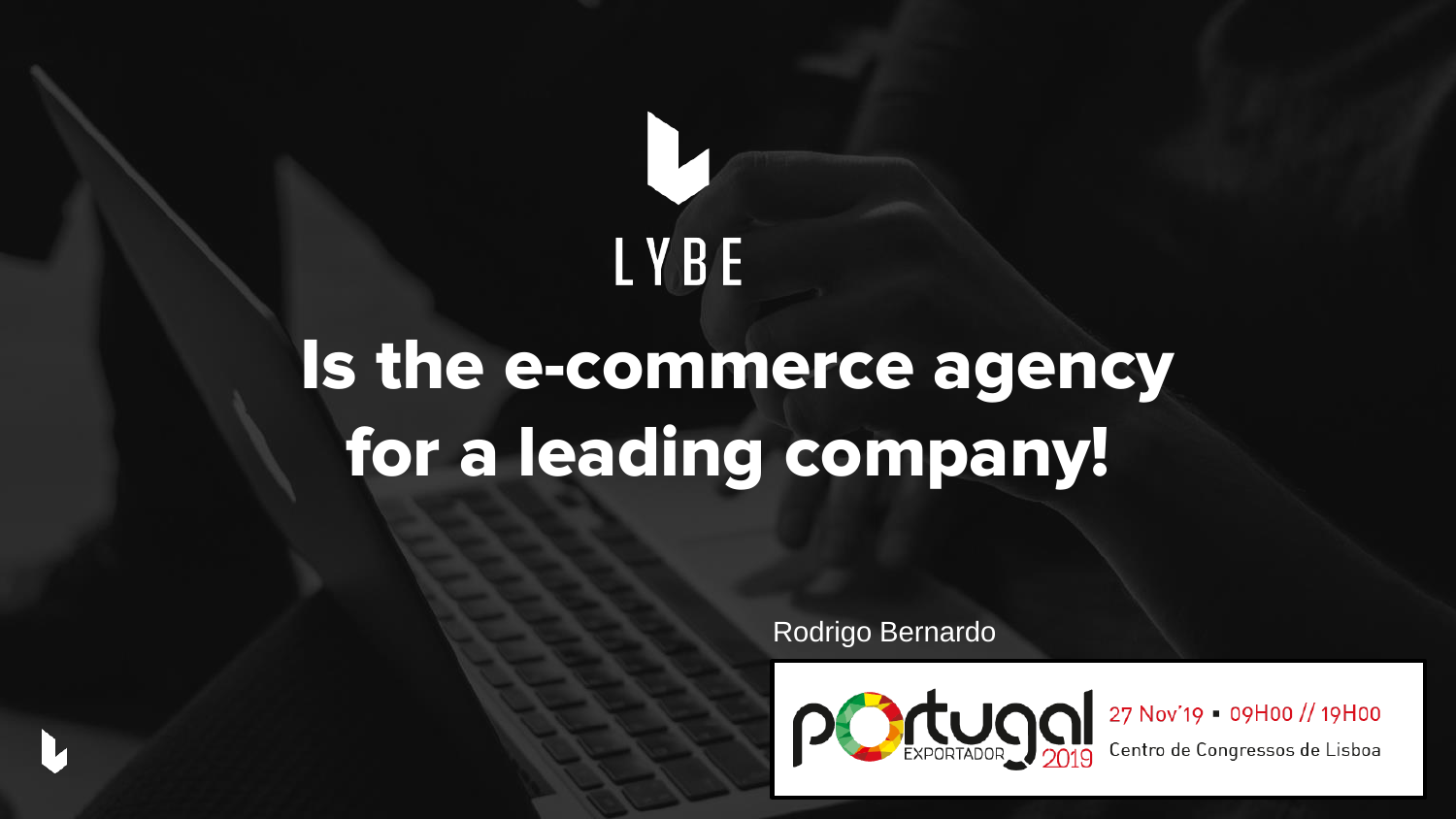LYBE

# Is the e-commerce agency for a leading company!

Rodrigo Bernardo

portugal EXPORTADOR 2019

27 Nov'19 ▪ 09H00 // 19H00

Centro de Congressos de Lisboa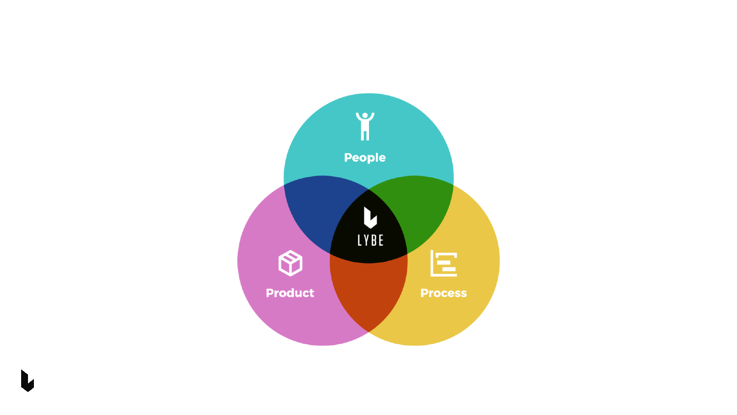People

LYBE

Product

Process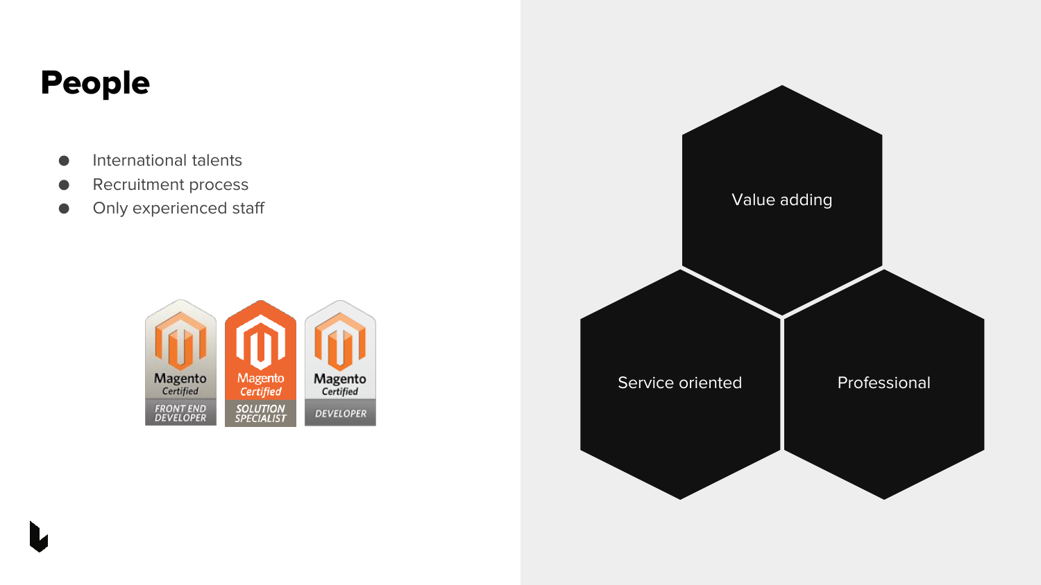# People

- International talents
- Recruitment process
- Only experienced staff

Magento Certified FRONT END DEVELOPER

Magento Certified SOLUTION SPECIALIST

Magento Certified DEVELOPER

Value adding

Service oriented

Professional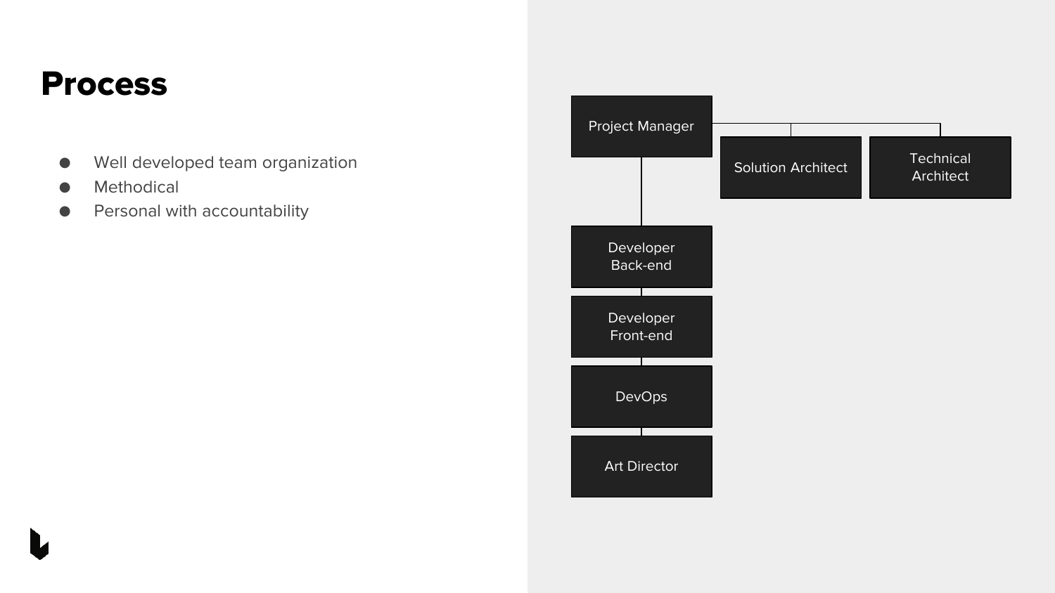# Process

- Well developed team organization
- Methodical
- Personal with accountability

Project Manager

Solution Architect

Technical Architect

Developer Back-end

Developer Front-end

DevOps

Art Director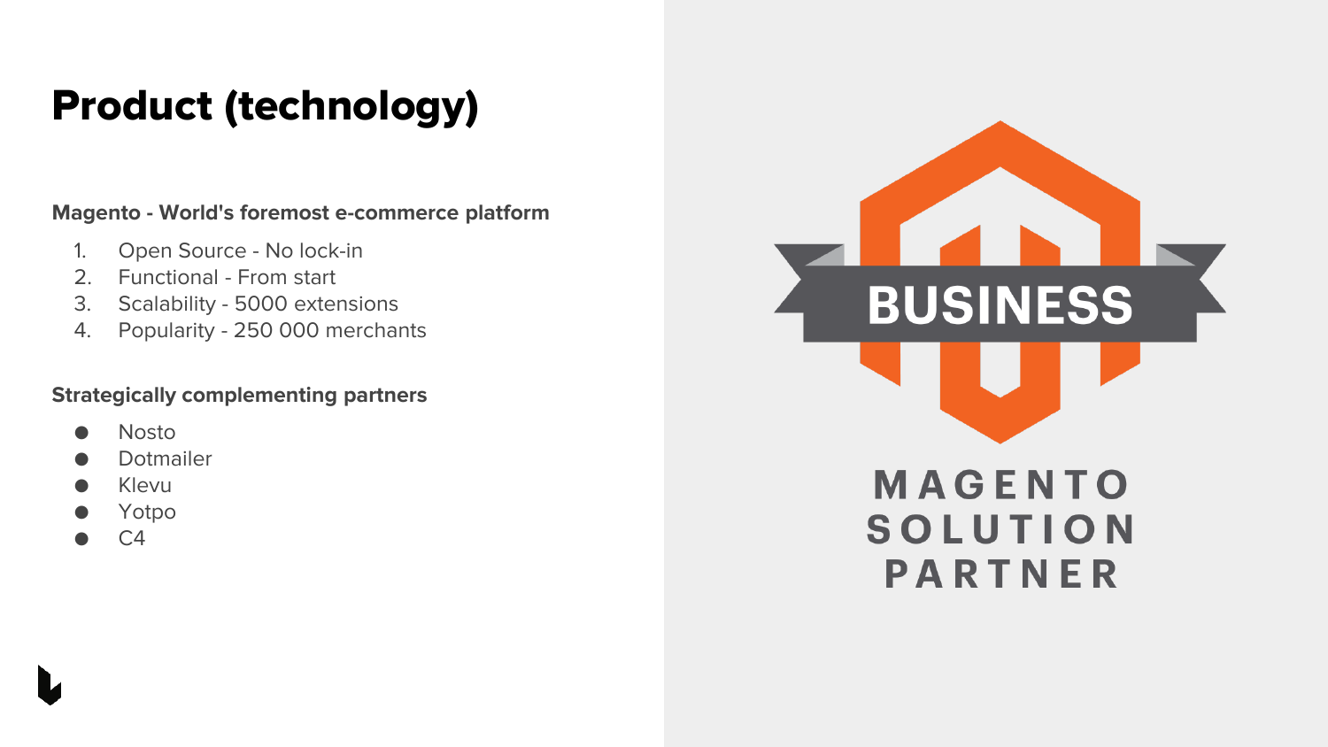# Product (technology)

**Magento - World's foremost e-commerce platform**

1. Open Source - No lock-in
2. Functional - From start
3. Scalability - 5000 extensions
4. Popularity - 250 000 merchants

**Strategically complementing partners**

- Nosto
- Dotmailer
- Klevu
- Yotpo
- C4

BUSINESS

MAGENTO SOLUTION PARTNER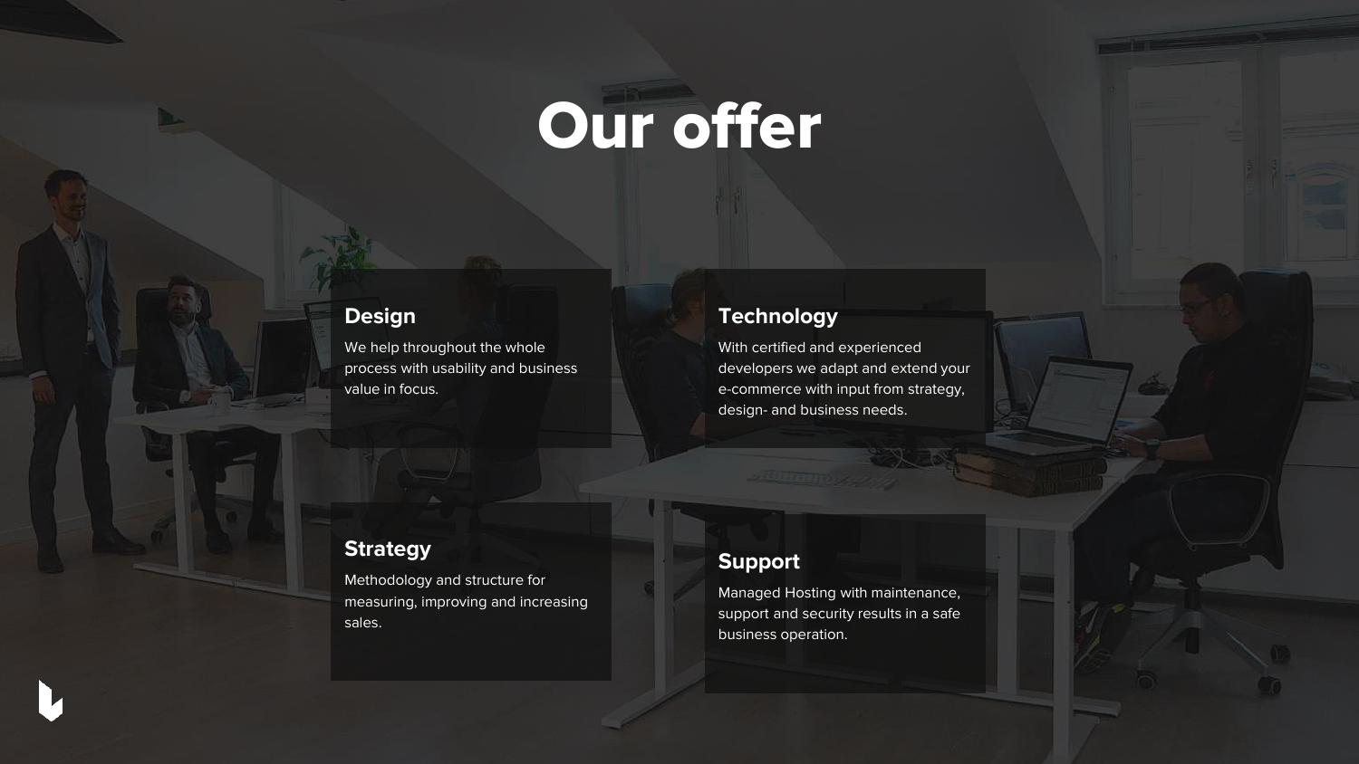# Our offer

### Design

We help throughout the whole process with usability and business value in focus.

### Technology

With certified and experienced developers we adapt and extend your e-commerce with input from strategy, design- and business needs.

### Strategy

Methodology and structure for measuring, improving and increasing sales.

### Support

Managed Hosting with maintenance, support and security results in a safe business operation.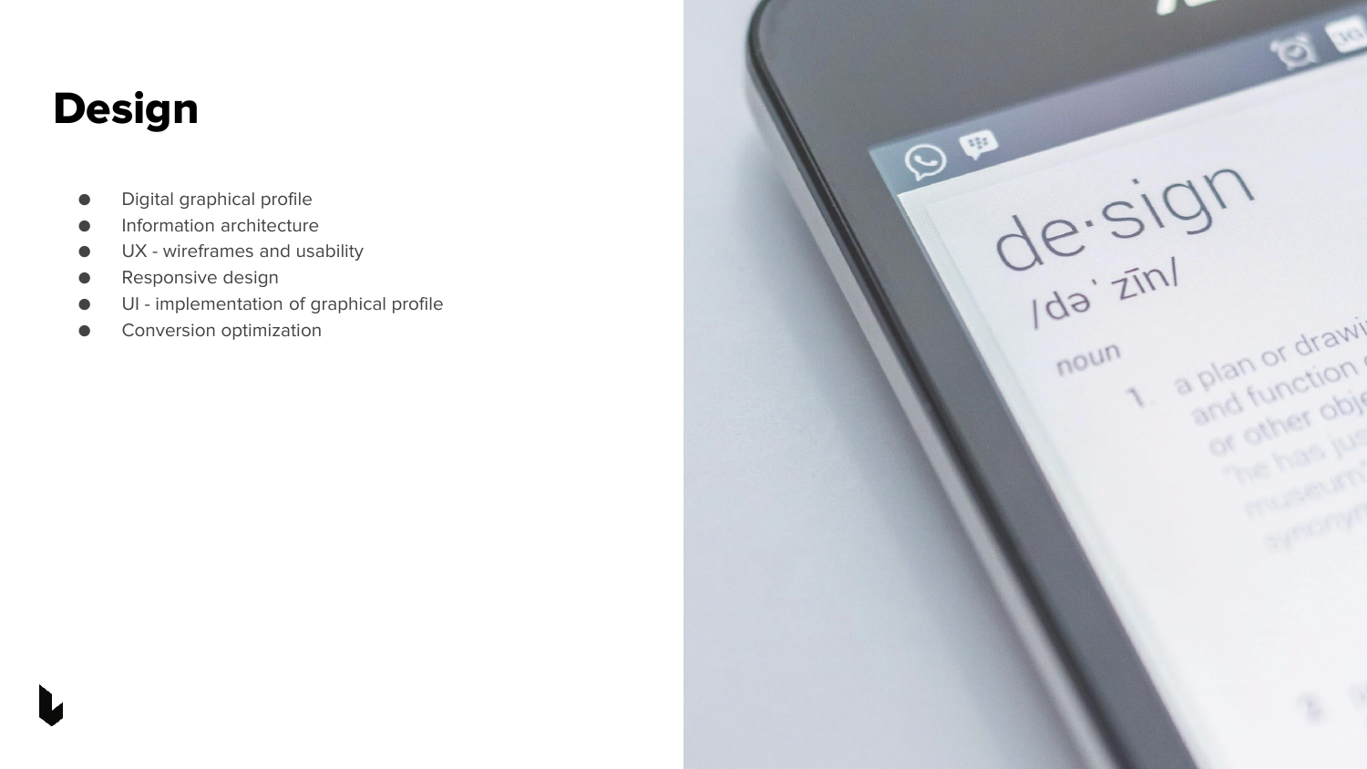# Design

- Digital graphical profile
- Information architecture
- UX - wireframes and usability
- Responsive design
- UI - implementation of graphical profile
- Conversion optimization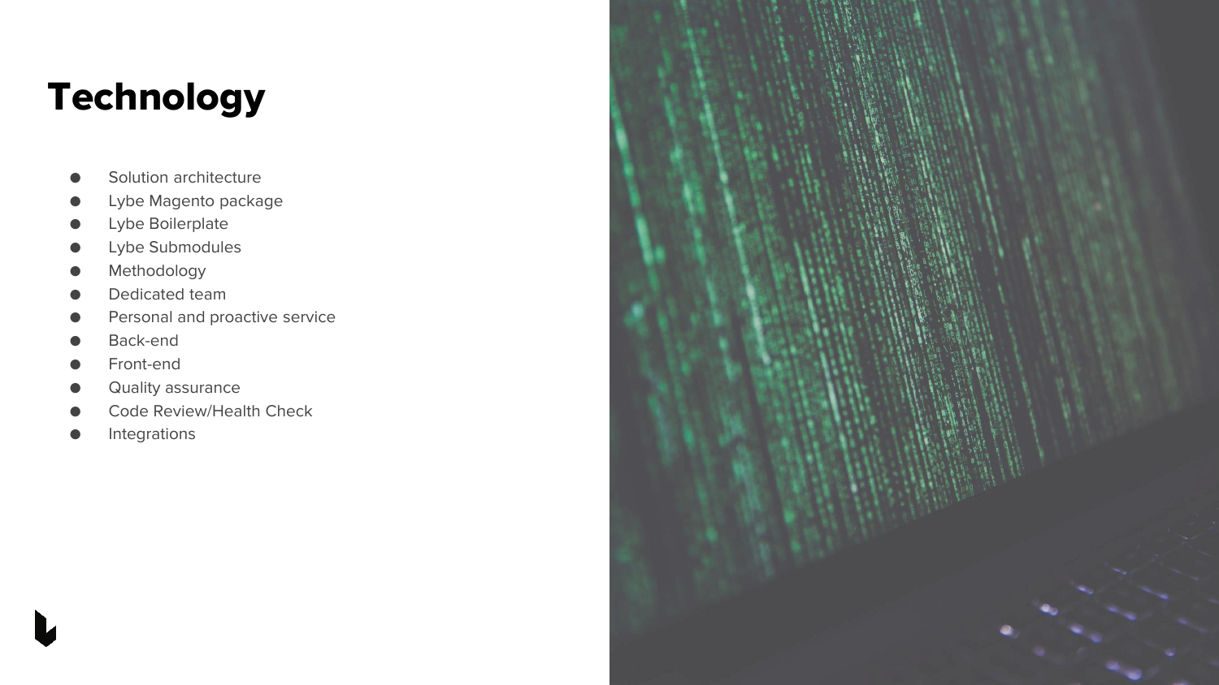# Technology

- Solution architecture
- Lybe Magento package
- Lybe Boilerplate
- Lybe Submodules
- Methodology
- Dedicated team
- Personal and proactive service
- Back-end
- Front-end
- Quality assurance
- Code Review/Health Check
- Integrations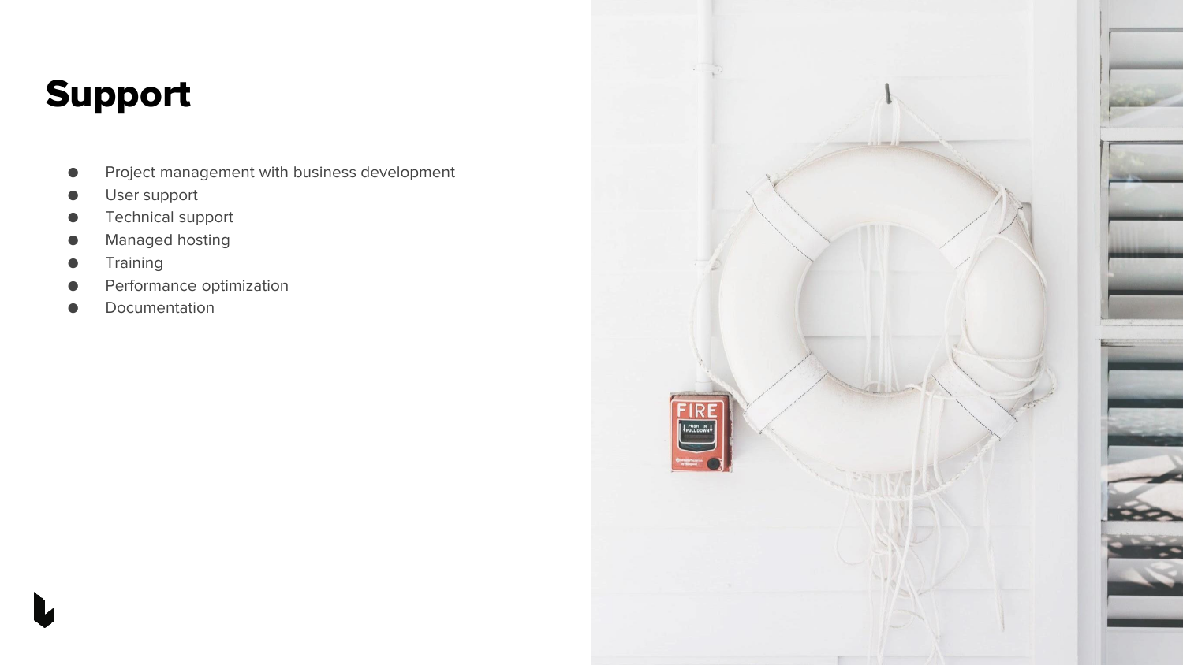# Support

- Project management with business development
- User support
- Technical support
- Managed hosting
- Training
- Performance optimization
- Documentation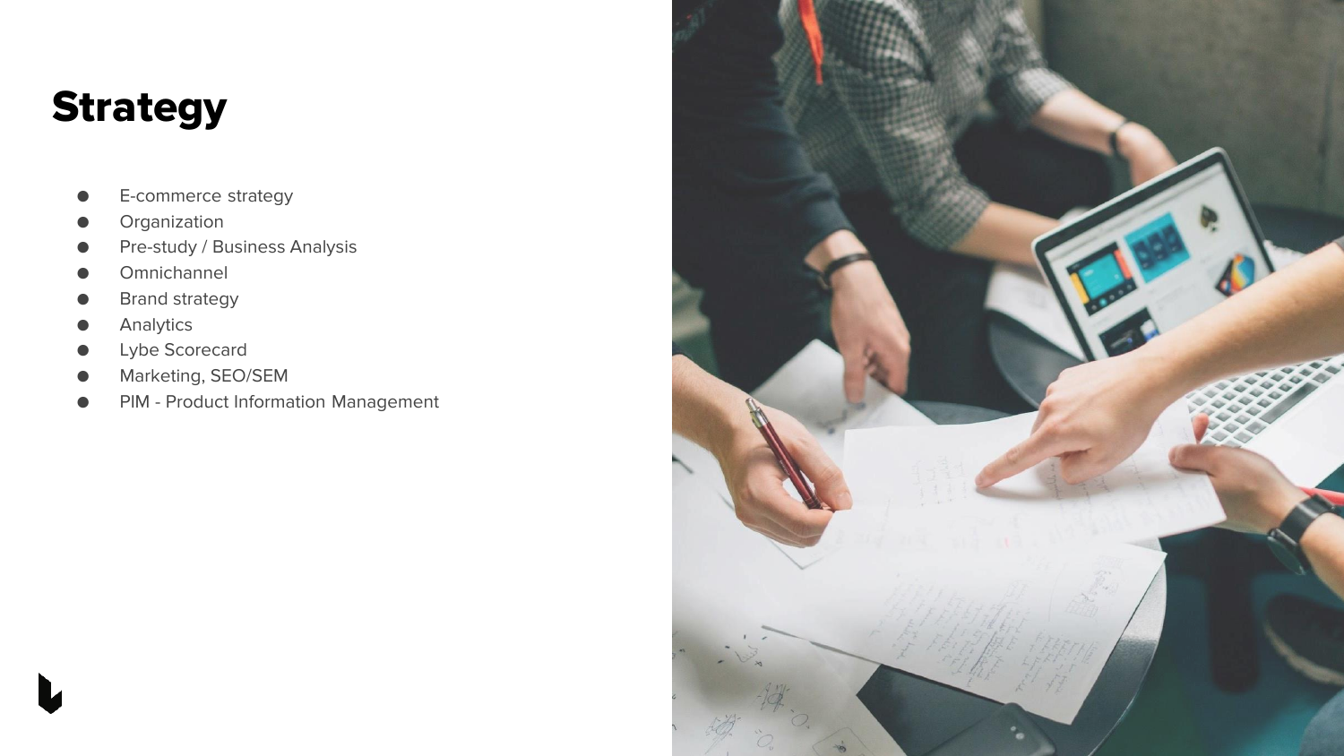# Strategy

- E-commerce strategy
- Organization
- Pre-study / Business Analysis
- Omnichannel
- Brand strategy
- Analytics
- Lybe Scorecard
- Marketing, SEO/SEM
- PIM - Product Information Management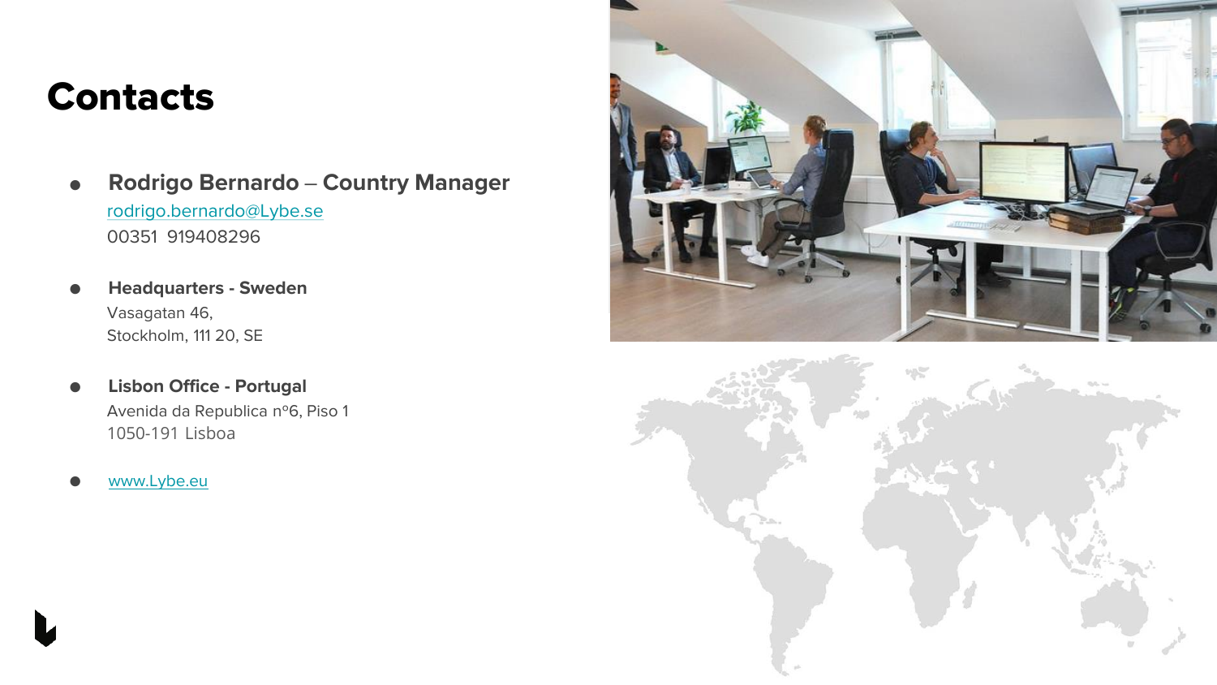# Contacts

- **Rodrigo Bernardo – Country Manager**
  rodrigo.bernardo@Lybe.se
  00351 919408296

- **Headquarters - Sweden**
  Vasagatan 46,
  Stockholm, 111 20, SE

- **Lisbon Office - Portugal**
  Avenida da Republica nº6, Piso 1
  1050-191 Lisboa

- www.Lybe.eu